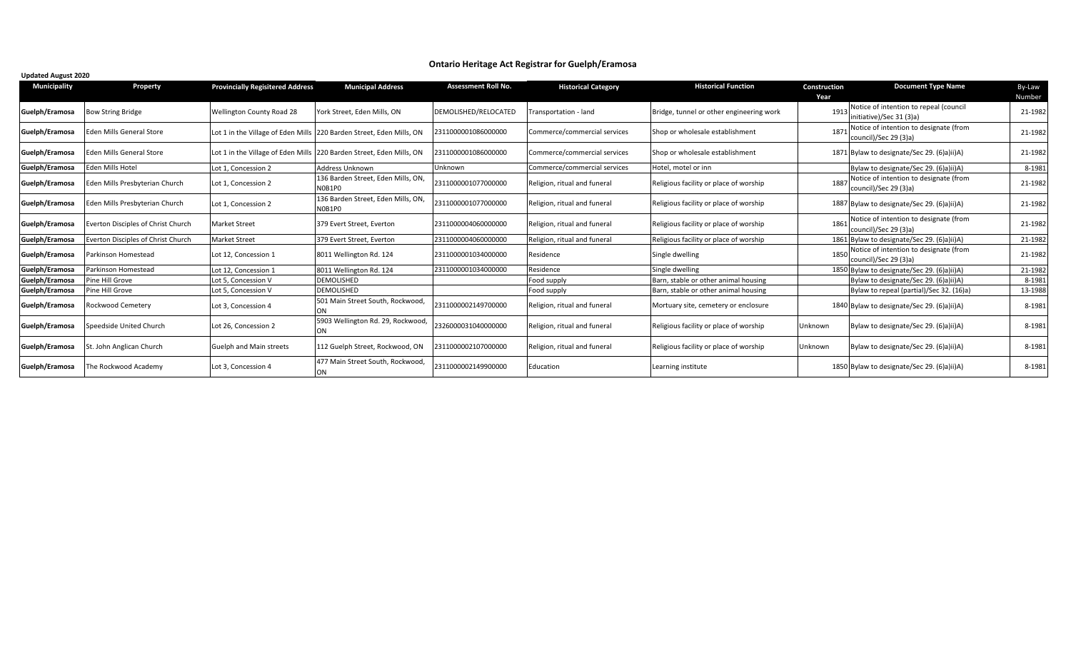# Ontario Heritage Act Registrar for Guelph/Eramosa

**Updated August 2020**

| Municipality | Property | Provincially Regisitered Address | Municipal Address | Assessment Roll No. | Historical Category | Historical Function | Construction Year | Document Type Name | By-Law Number |
|---|---|---|---|---|---|---|---|---|---|
| Guelph/Eramosa | Bow String Bridge | Wellington County Road 28 | York Street, Eden Mills, ON | DEMOLISHED/RELOCATED | Transportation - land | Bridge, tunnel or other engineering work | 1913 | Notice of intention to repeal (council initiative)/Sec 31 (3)a) | 21-1982 |
| Guelph/Eramosa | Eden Mills General Store | Lot 1 in the Village of Eden Mills | 220 Barden Street, Eden Mills, ON | 2311000001086000000 | Commerce/commercial services | Shop or wholesale establishment | 1871 | Notice of intention to designate (from council)/Sec 29 (3)a) | 21-1982 |
| Guelph/Eramosa | Eden Mills General Store | Lot 1 in the Village of Eden Mills | 220 Barden Street, Eden Mills, ON | 2311000001086000000 | Commerce/commercial services | Shop or wholesale establishment | 1871 | Bylaw to designate/Sec 29. (6)a)ii)A) | 21-1982 |
| Guelph/Eramosa | Eden Mills Hotel | Lot 1, Concession 2 | Address Unknown | Unknown | Commerce/commercial services | Hotel, motel or inn | | Bylaw to designate/Sec 29. (6)a)ii)A) | 8-1981 |
| Guelph/Eramosa | Eden Mills Presbyterian Church | Lot 1, Concession 2 | 136 Barden Street, Eden Mills, ON, N0B1P0 | 2311000001077000000 | Religion, ritual and funeral | Religious facility or place of worship | 1887 | Notice of intention to designate (from council)/Sec 29 (3)a) | 21-1982 |
| Guelph/Eramosa | Eden Mills Presbyterian Church | Lot 1, Concession 2 | 136 Barden Street, Eden Mills, ON, N0B1P0 | 2311000001077000000 | Religion, ritual and funeral | Religious facility or place of worship | 1887 | Bylaw to designate/Sec 29. (6)a)ii)A) | 21-1982 |
| Guelph/Eramosa | Everton Disciples of Christ Church | Market Street | 379 Evert Street, Everton | 2311000004060000000 | Religion, ritual and funeral | Religious facility or place of worship | 1861 | Notice of intention to designate (from council)/Sec 29 (3)a) | 21-1982 |
| Guelph/Eramosa | Everton Disciples of Christ Church | Market Street | 379 Evert Street, Everton | 2311000004060000000 | Religion, ritual and funeral | Religious facility or place of worship | 1861 | Bylaw to designate/Sec 29. (6)a)ii)A) | 21-1982 |
| Guelph/Eramosa | Parkinson Homestead | Lot 12, Concession 1 | 8011 Wellington Rd. 124 | 2311000001034000000 | Residence | Single dwelling | 1850 | Notice of intention to designate (from council)/Sec 29 (3)a) | 21-1982 |
| Guelph/Eramosa | Parkinson Homestead | Lot 12, Concession 1 | 8011 Wellington Rd. 124 | 2311000001034000000 | Residence | Single dwelling | 1850 | Bylaw to designate/Sec 29. (6)a)ii)A) | 21-1982 |
| Guelph/Eramosa | Pine Hill Grove | Lot 5, Concession V | DEMOLISHED | | Food supply | Barn, stable or other animal housing | | Bylaw to designate/Sec 29. (6)a)ii)A) | 8-1981 |
| Guelph/Eramosa | Pine Hill Grove | Lot 5, Concession V | DEMOLISHED | | Food supply | Barn, stable or other animal housing | | Bylaw to repeal (partial)/Sec 32. (16)a) | 13-1988 |
| Guelph/Eramosa | Rockwood Cemetery | Lot 3, Concession 4 | 501 Main Street South, Rockwood, ON | 2311000002149700000 | Religion, ritual and funeral | Mortuary site, cemetery or enclosure | 1840 | Bylaw to designate/Sec 29. (6)a)ii)A) | 8-1981 |
| Guelph/Eramosa | Speedside United Church | Lot 26, Concession 2 | 5903 Wellington Rd. 29, Rockwood, ON | 2326000031040000000 | Religion, ritual and funeral | Religious facility or place of worship | Unknown | Bylaw to designate/Sec 29. (6)a)ii)A) | 8-1981 |
| Guelph/Eramosa | St. John Anglican Church | Guelph and Main streets | 112 Guelph Street, Rockwood, ON | 2311000002107000000 | Religion, ritual and funeral | Religious facility or place of worship | Unknown | Bylaw to designate/Sec 29. (6)a)ii)A) | 8-1981 |
| Guelph/Eramosa | The Rockwood Academy | Lot 3, Concession 4 | 477 Main Street South, Rockwood, ON | 2311000002149900000 | Education | Learning institute | 1850 | Bylaw to designate/Sec 29. (6)a)ii)A) | 8-1981 |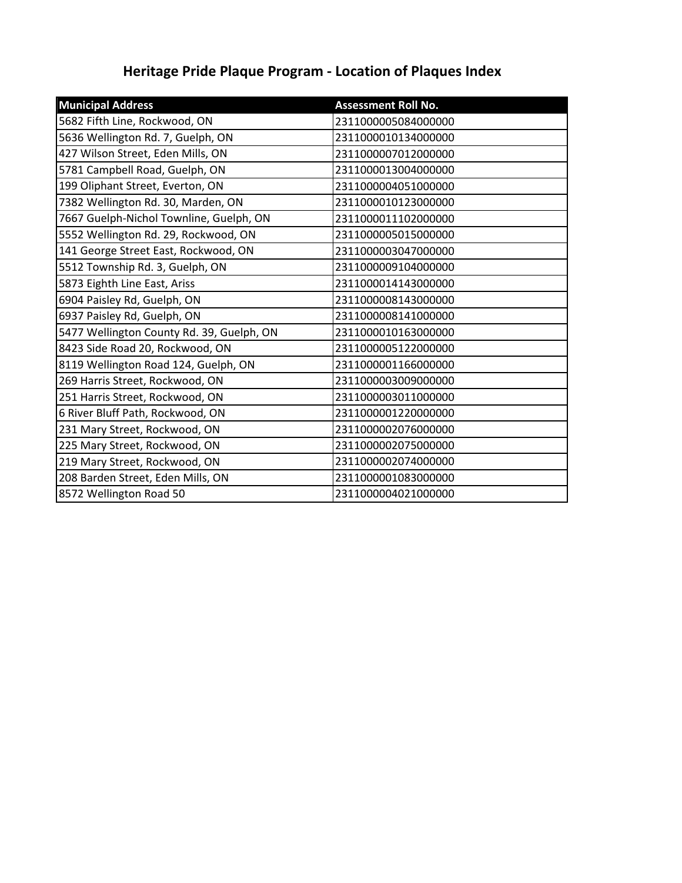# Heritage Pride Plaque Program - Location of Plaques Index

| Municipal Address | Assessment Roll No. |
|---|---|
| 5682 Fifth Line, Rockwood, ON | 2311000005084000000 |
| 5636 Wellington Rd. 7, Guelph, ON | 2311000010134000000 |
| 427 Wilson Street, Eden Mills, ON | 2311000007012000000 |
| 5781 Campbell Road, Guelph, ON | 2311000013004000000 |
| 199 Oliphant Street, Everton, ON | 2311000004051000000 |
| 7382 Wellington Rd. 30, Marden, ON | 2311000010123000000 |
| 7667 Guelph-Nichol Townline, Guelph, ON | 2311000011102000000 |
| 5552 Wellington Rd. 29, Rockwood, ON | 2311000005015000000 |
| 141 George Street East, Rockwood, ON | 2311000003047000000 |
| 5512 Township Rd. 3, Guelph, ON | 2311000009104000000 |
| 5873 Eighth Line East, Ariss | 2311000014143000000 |
| 6904 Paisley Rd, Guelph, ON | 2311000008143000000 |
| 6937 Paisley Rd, Guelph, ON | 2311000008141000000 |
| 5477 Wellington County Rd. 39, Guelph, ON | 2311000010163000000 |
| 8423 Side Road 20, Rockwood, ON | 2311000005122000000 |
| 8119 Wellington Road 124, Guelph, ON | 2311000001166000000 |
| 269 Harris Street, Rockwood, ON | 2311000003009000000 |
| 251 Harris Street, Rockwood, ON | 2311000003011000000 |
| 6 River Bluff Path, Rockwood, ON | 2311000001220000000 |
| 231 Mary Street, Rockwood, ON | 2311000002076000000 |
| 225 Mary Street, Rockwood, ON | 2311000002075000000 |
| 219 Mary Street, Rockwood, ON | 2311000002074000000 |
| 208 Barden Street, Eden Mills, ON | 2311000001083000000 |
| 8572 Wellington Road 50 | 2311000004021000000 |